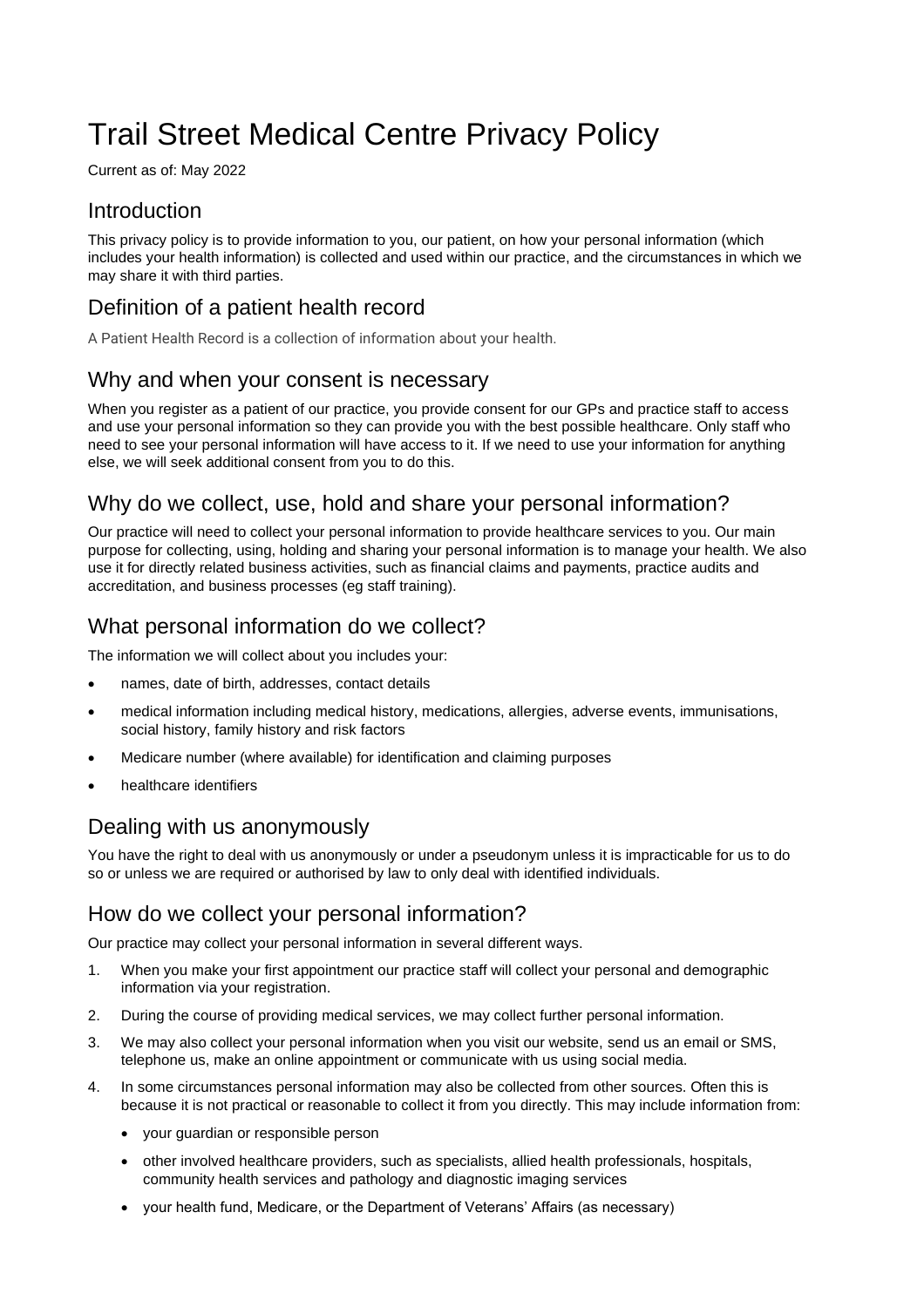# Trail Street Medical Centre Privacy Policy

Current as of: May 2022

## Introduction

This privacy policy is to provide information to you, our patient, on how your personal information (which includes your health information) is collected and used within our practice, and the circumstances in which we may share it with third parties.

## Definition of a patient health record

A Patient Health Record is a collection of information about your health.

## Why and when your consent is necessary

When you register as a patient of our practice, you provide consent for our GPs and practice staff to access and use your personal information so they can provide you with the best possible healthcare. Only staff who need to see your personal information will have access to it. If we need to use your information for anything else, we will seek additional consent from you to do this.

## Why do we collect, use, hold and share your personal information?

Our practice will need to collect your personal information to provide healthcare services to you. Our main purpose for collecting, using, holding and sharing your personal information is to manage your health. We also use it for directly related business activities, such as financial claims and payments, practice audits and accreditation, and business processes (eg staff training).

## What personal information do we collect?

The information we will collect about you includes your:

- names, date of birth, addresses, contact details
- medical information including medical history, medications, allergies, adverse events, immunisations, social history, family history and risk factors
- Medicare number (where available) for identification and claiming purposes
- healthcare identifiers

## Dealing with us anonymously

You have the right to deal with us anonymously or under a pseudonym unless it is impracticable for us to do so or unless we are required or authorised by law to only deal with identified individuals.

## How do we collect your personal information?

Our practice may collect your personal information in several different ways.

1. When you make your first appointment our practice staff will collect your personal and demographic information via your registration.
2. During the course of providing medical services, we may collect further personal information.
3. We may also collect your personal information when you visit our website, send us an email or SMS, telephone us, make an online appointment or communicate with us using social media.
4. In some circumstances personal information may also be collected from other sources. Often this is because it is not practical or reasonable to collect it from you directly. This may include information from:
   - your guardian or responsible person
   - other involved healthcare providers, such as specialists, allied health professionals, hospitals, community health services and pathology and diagnostic imaging services
   - your health fund, Medicare, or the Department of Veterans' Affairs (as necessary)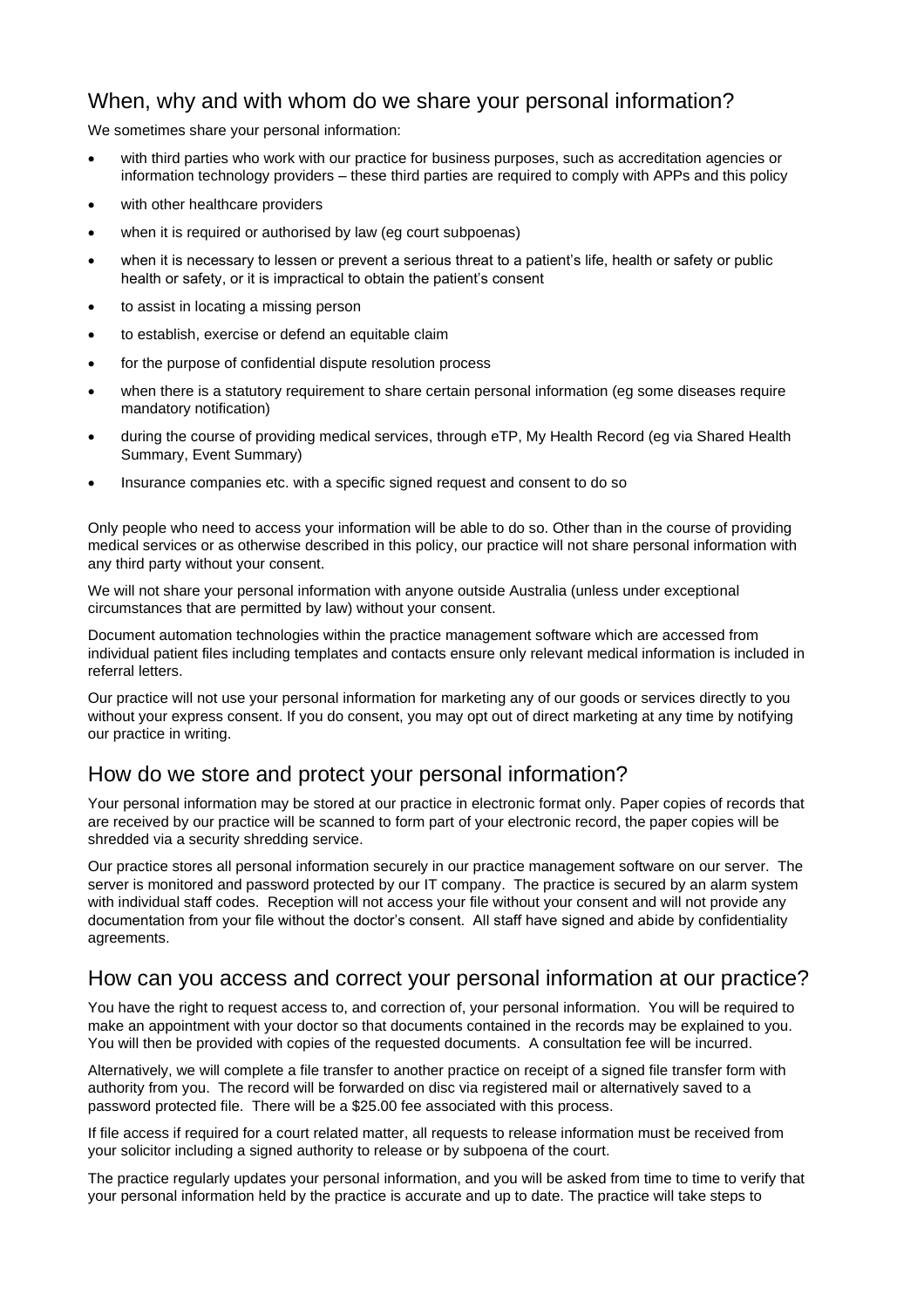## When, why and with whom do we share your personal information?

We sometimes share your personal information:

- with third parties who work with our practice for business purposes, such as accreditation agencies or information technology providers – these third parties are required to comply with APPs and this policy
- with other healthcare providers
- when it is required or authorised by law (eg court subpoenas)
- when it is necessary to lessen or prevent a serious threat to a patient's life, health or safety or public health or safety, or it is impractical to obtain the patient's consent
- to assist in locating a missing person
- to establish, exercise or defend an equitable claim
- for the purpose of confidential dispute resolution process
- when there is a statutory requirement to share certain personal information (eg some diseases require mandatory notification)
- during the course of providing medical services, through eTP, My Health Record (eg via Shared Health Summary, Event Summary)
- Insurance companies etc. with a specific signed request and consent to do so

Only people who need to access your information will be able to do so. Other than in the course of providing medical services or as otherwise described in this policy, our practice will not share personal information with any third party without your consent.

We will not share your personal information with anyone outside Australia (unless under exceptional circumstances that are permitted by law) without your consent.

Document automation technologies within the practice management software which are accessed from individual patient files including templates and contacts ensure only relevant medical information is included in referral letters.

Our practice will not use your personal information for marketing any of our goods or services directly to you without your express consent. If you do consent, you may opt out of direct marketing at any time by notifying our practice in writing.

## How do we store and protect your personal information?

Your personal information may be stored at our practice in electronic format only. Paper copies of records that are received by our practice will be scanned to form part of your electronic record, the paper copies will be shredded via a security shredding service.

Our practice stores all personal information securely in our practice management software on our server. The server is monitored and password protected by our IT company. The practice is secured by an alarm system with individual staff codes. Reception will not access your file without your consent and will not provide any documentation from your file without the doctor's consent. All staff have signed and abide by confidentiality agreements.

## How can you access and correct your personal information at our practice?

You have the right to request access to, and correction of, your personal information. You will be required to make an appointment with your doctor so that documents contained in the records may be explained to you. You will then be provided with copies of the requested documents. A consultation fee will be incurred.

Alternatively, we will complete a file transfer to another practice on receipt of a signed file transfer form with authority from you. The record will be forwarded on disc via registered mail or alternatively saved to a password protected file. There will be a $25.00 fee associated with this process.

If file access if required for a court related matter, all requests to release information must be received from your solicitor including a signed authority to release or by subpoena of the court.

The practice regularly updates your personal information, and you will be asked from time to time to verify that your personal information held by the practice is accurate and up to date. The practice will take steps to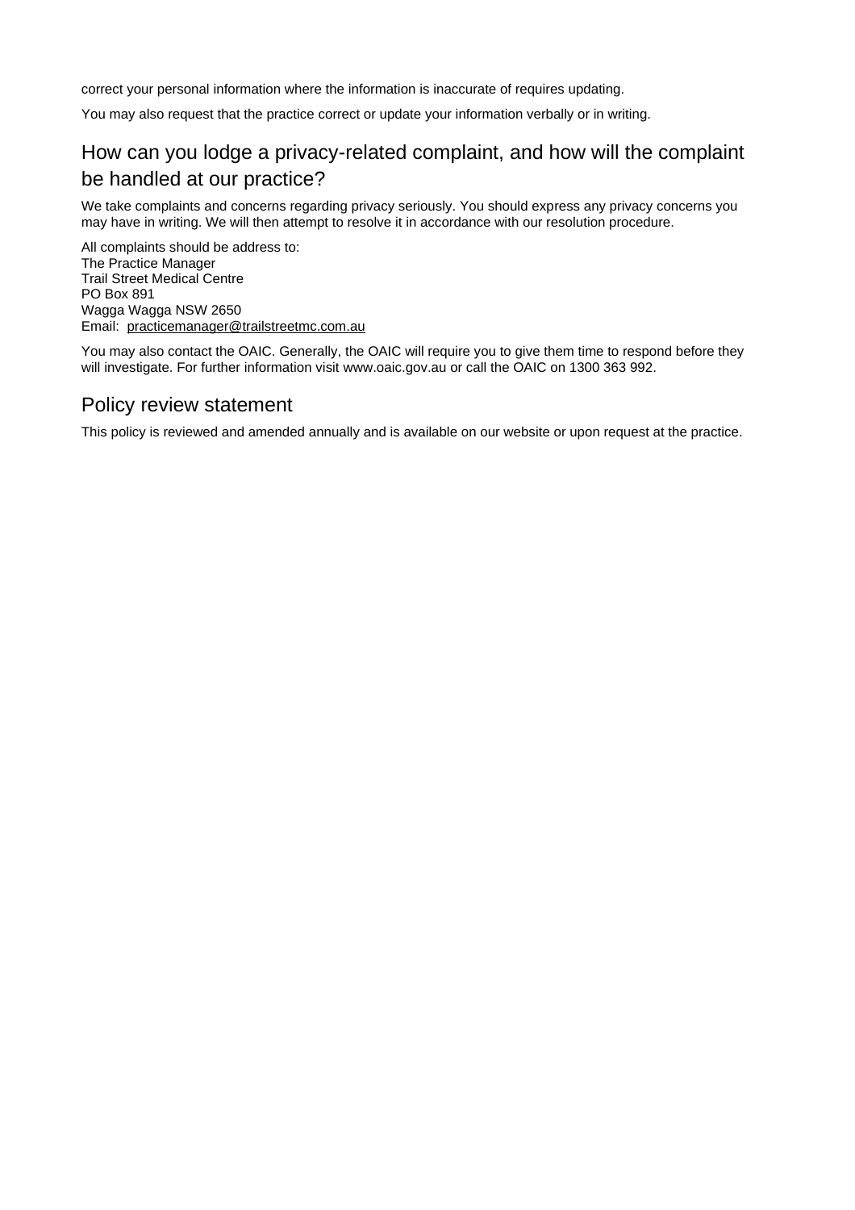correct your personal information where the information is inaccurate of requires updating.

You may also request that the practice correct or update your information verbally or in writing.

## How can you lodge a privacy-related complaint, and how will the complaint be handled at our practice?

We take complaints and concerns regarding privacy seriously. You should express any privacy concerns you may have in writing. We will then attempt to resolve it in accordance with our resolution procedure.

All complaints should be address to:
The Practice Manager
Trail Street Medical Centre
PO Box 891
Wagga Wagga NSW 2650
Email: practicemanager@trailstreetmc.com.au

You may also contact the OAIC. Generally, the OAIC will require you to give them time to respond before they will investigate. For further information visit www.oaic.gov.au or call the OAIC on 1300 363 992.

## Policy review statement

This policy is reviewed and amended annually and is available on our website or upon request at the practice.